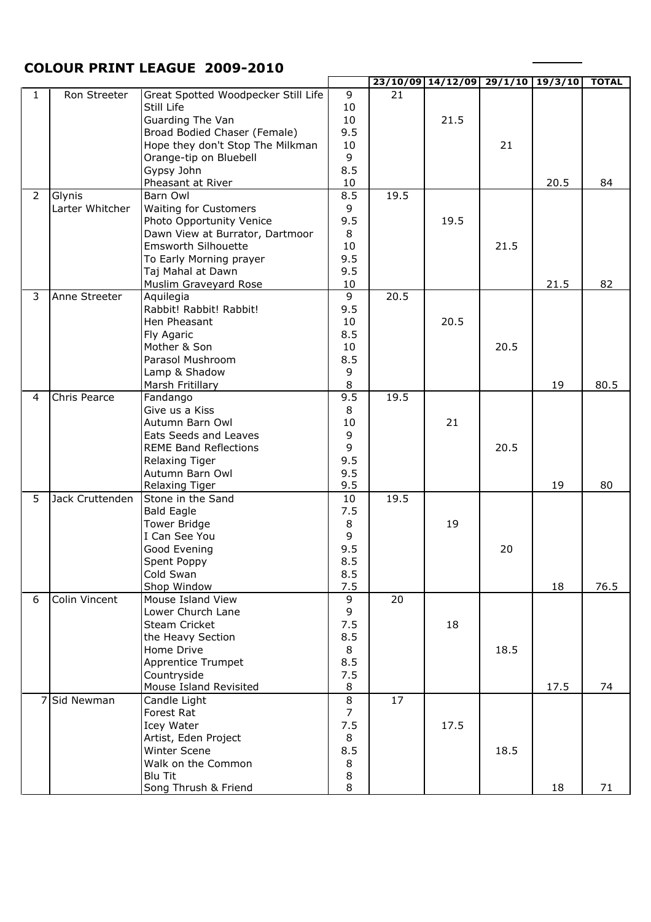## COLOUR PRINT LEAGUE 2009-2010

| | | | | 23/10/09 | 14/12/09 | 29/1/10 | 19/3/10 | TOTAL |
|---|---|---|---|---|---|---|---|---|
| 1 | Ron Streeter | Great Spotted Woodpecker Still Life | 9 | 21 | | | | |
| | | Still Life | 10 | | | | | |
| | | Guarding The Van | 10 | | 21.5 | | | |
| | | Broad Bodied Chaser (Female) | 9.5 | | | | | |
| | | Hope they don't Stop The Milkman | 10 | | | 21 | | |
| | | Orange-tip on Bluebell | 9 | | | | | |
| | | Gypsy John | 8.5 | | | | | |
| | | Pheasant at River | 10 | | | | 20.5 | 84 |
| 2 | Glynis | Barn Owl | 8.5 | 19.5 | | | | |
| | Larter Whitcher | Waiting for Customers | 9 | | | | | |
| | | Photo Opportunity Venice | 9.5 | | 19.5 | | | |
| | | Dawn View at Burrator, Dartmoor | 8 | | | | | |
| | | Emsworth Silhouette | 10 | | | 21.5 | | |
| | | To Early Morning prayer | 9.5 | | | | | |
| | | Taj Mahal at Dawn | 9.5 | | | | | |
| | | Muslim Graveyard Rose | 10 | | | | 21.5 | 82 |
| 3 | Anne Streeter | Aquilegia | 9 | 20.5 | | | | |
| | | Rabbit! Rabbit! Rabbit! | 9.5 | | | | | |
| | | Hen Pheasant | 10 | | 20.5 | | | |
| | | Fly Agaric | 8.5 | | | | | |
| | | Mother & Son | 10 | | | 20.5 | | |
| | | Parasol Mushroom | 8.5 | | | | | |
| | | Lamp & Shadow | 9 | | | | | |
| | | Marsh Fritillary | 8 | | | | 19 | 80.5 |
| 4 | Chris Pearce | Fandango | 9.5 | 19.5 | | | | |
| | | Give us a Kiss | 8 | | | | | |
| | | Autumn Barn Owl | 10 | | 21 | | | |
| | | Eats Seeds and Leaves | 9 | | | | | |
| | | REME Band Reflections | 9 | | | 20.5 | | |
| | | Relaxing Tiger | 9.5 | | | | | |
| | | Autumn Barn Owl | 9.5 | | | | | |
| | | Relaxing Tiger | 9.5 | | | | 19 | 80 |
| 5 | Jack Cruttenden | Stone in the Sand | 10 | 19.5 | | | | |
| | | Bald Eagle | 7.5 | | | | | |
| | | Tower Bridge | 8 | | 19 | | | |
| | | I Can See You | 9 | | | | | |
| | | Good Evening | 9.5 | | | 20 | | |
| | | Spent Poppy | 8.5 | | | | | |
| | | Cold Swan | 8.5 | | | | | |
| | | Shop Window | 7.5 | | | | 18 | 76.5 |
| 6 | Colin Vincent | Mouse Island View | 9 | 20 | | | | |
| | | Lower Church Lane | 9 | | | | | |
| | | Steam Cricket | 7.5 | | 18 | | | |
| | | the Heavy Section | 8.5 | | | | | |
| | | Home Drive | 8 | | | 18.5 | | |
| | | Apprentice Trumpet | 8.5 | | | | | |
| | | Countryside | 7.5 | | | | | |
| | | Mouse Island Revisited | 8 | | | | 17.5 | 74 |
| 7 | Sid Newman | Candle Light | 8 | 17 | | | | |
| | | Forest Rat | 7 | | | | | |
| | | Icey Water | 7.5 | | 17.5 | | | |
| | | Artist, Eden Project | 8 | | | | | |
| | | Winter Scene | 8.5 | | | 18.5 | | |
| | | Walk on the Common | 8 | | | | | |
| | | Blu Tit | 8 | | | | | |
| | | Song Thrush & Friend | 8 | | | | 18 | 71 |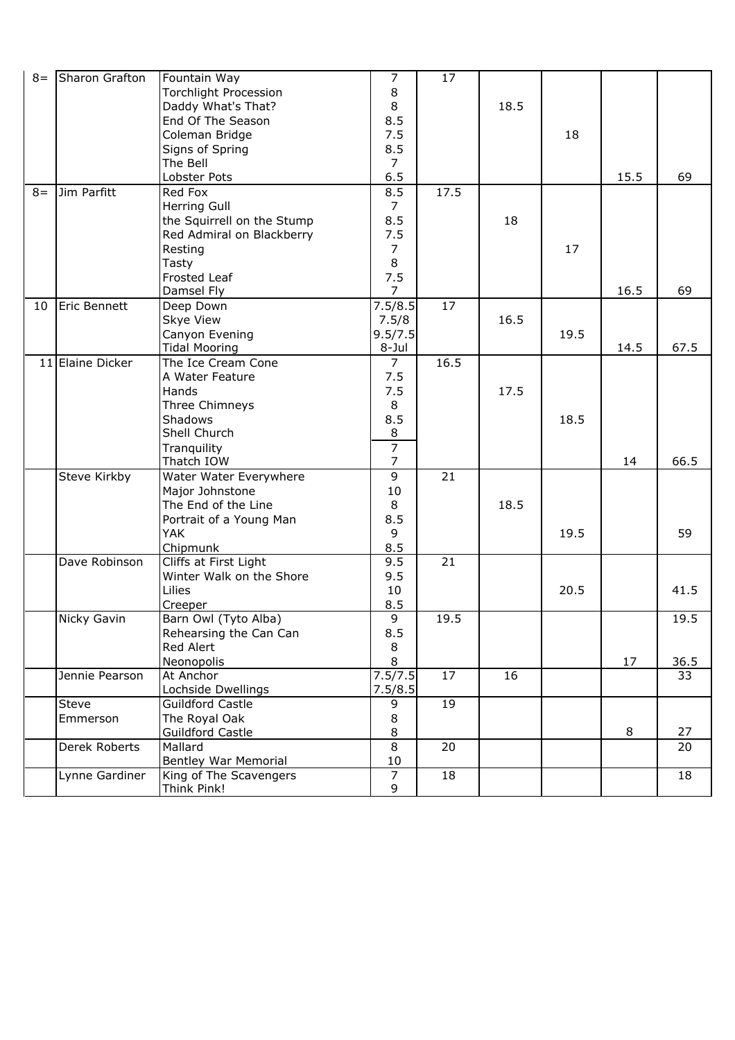| | | | | | | | | |
|---|---|---|---|---|---|---|---|---|
| 8= | Sharon Grafton | Fountain Way | 7 | 17 | | | | |
| | | Torchlight Procession | 8 | | | | | |
| | | Daddy What's That? | 8 | | 18.5 | | | |
| | | End Of The Season | 8.5 | | | | | |
| | | Coleman Bridge | 7.5 | | | 18 | | |
| | | Signs of Spring | 8.5 | | | | | |
| | | The Bell | 7 | | | | | |
| | | Lobster Pots | 6.5 | | | | 15.5 | 69 |
| 8= | Jim Parfitt | Red Fox | 8.5 | 17.5 | | | | |
| | | Herring Gull | 7 | | | | | |
| | | the Squirrell on the Stump | 8.5 | | 18 | | | |
| | | Red Admiral on Blackberry | 7.5 | | | | | |
| | | Resting | 7 | | | 17 | | |
| | | Tasty | 8 | | | | | |
| | | Frosted Leaf | 7.5 | | | | | |
| | | Damsel Fly | 7 | | | | 16.5 | 69 |
| 10 | Eric Bennett | Deep Down | 7.5/8.5 | 17 | | | | |
| | | Skye View | 7.5/8 | | 16.5 | | | |
| | | Canyon Evening | 9.5/7.5 | | | 19.5 | | |
| | | Tidal Mooring | 8-Jul | | | | 14.5 | 67.5 |
| 11 | Elaine Dicker | The Ice Cream Cone | 7 | 16.5 | | | | |
| | | A Water Feature | 7.5 | | | | | |
| | | Hands | 7.5 | | 17.5 | | | |
| | | Three Chimneys | 8 | | | | | |
| | | Shadows | 8.5 | | | 18.5 | | |
| | | Shell Church | 8 | | | | | |
| | | Tranquility | 7 | | | | | |
| | | Thatch IOW | 7 | | | | 14 | 66.5 |
| | Steve Kirkby | Water Water Everywhere | 9 | 21 | | | | |
| | | Major Johnstone | 10 | | | | | |
| | | The End of the Line | 8 | | 18.5 | | | |
| | | Portrait of a Young Man | 8.5 | | | | | |
| | | YAK | 9 | | | 19.5 | | 59 |
| | | Chipmunk | 8.5 | | | | | |
| | Dave Robinson | Cliffs at First Light | 9.5 | 21 | | | | |
| | | Winter Walk on the Shore | 9.5 | | | | | |
| | | Lilies | 10 | | | 20.5 | | 41.5 |
| | | Creeper | 8.5 | | | | | |
| | Nicky Gavin | Barn Owl (Tyto Alba) | 9 | 19.5 | | | | 19.5 |
| | | Rehearsing the Can Can | 8.5 | | | | | |
| | | Red Alert | 8 | | | | | |
| | | Neonopolis | 8 | | | | 17 | 36.5 |
| | Jennie Pearson | At Anchor | 7.5/7.5 | 17 | 16 | | | 33 |
| | | Lochside Dwellings | 7.5/8.5 | | | | | |
| | Steve Emmerson | Guildford Castle | 9 | 19 | | | | |
| | | The Royal Oak | 8 | | | | | |
| | | Guildford Castle | 8 | | | | 8 | 27 |
| | Derek Roberts | Mallard | 8 | 20 | | | | 20 |
| | | Bentley War Memorial | 10 | | | | | |
| | Lynne Gardiner | King of The Scavengers | 7 | 18 | | | | 18 |
| | | Think Pink! | 9 | | | | | |